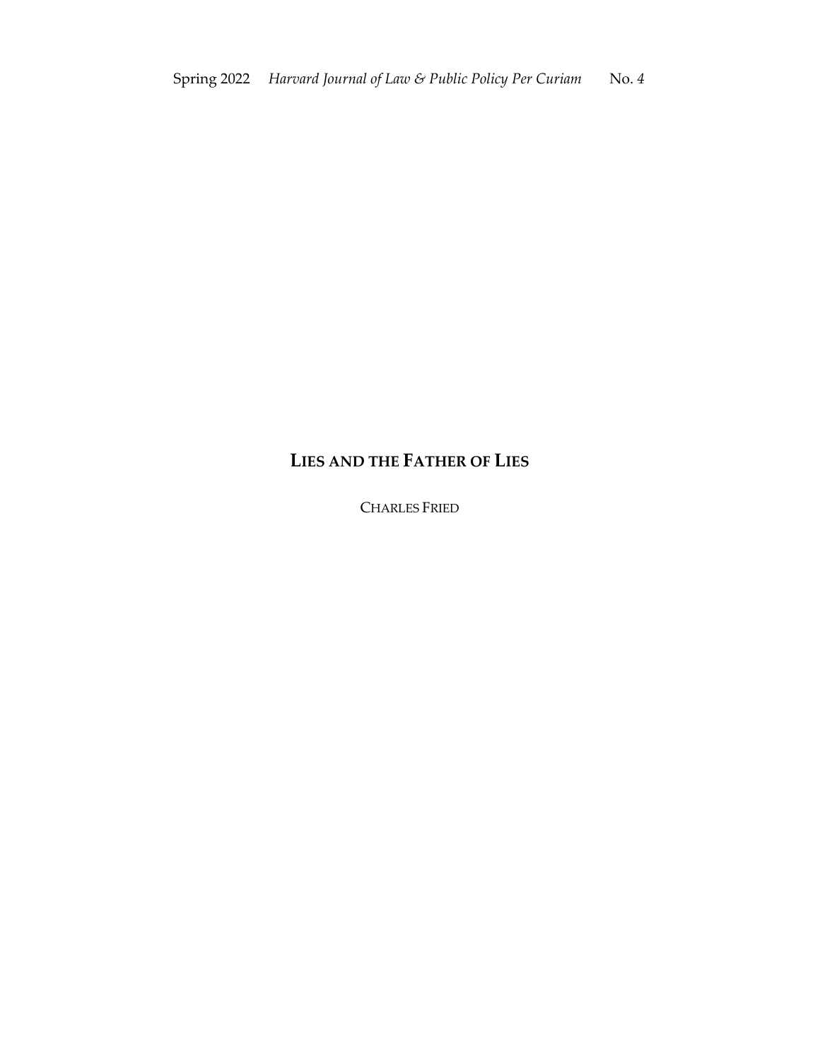# LIES AND THE FATHER OF LIES

CHARLES FRIED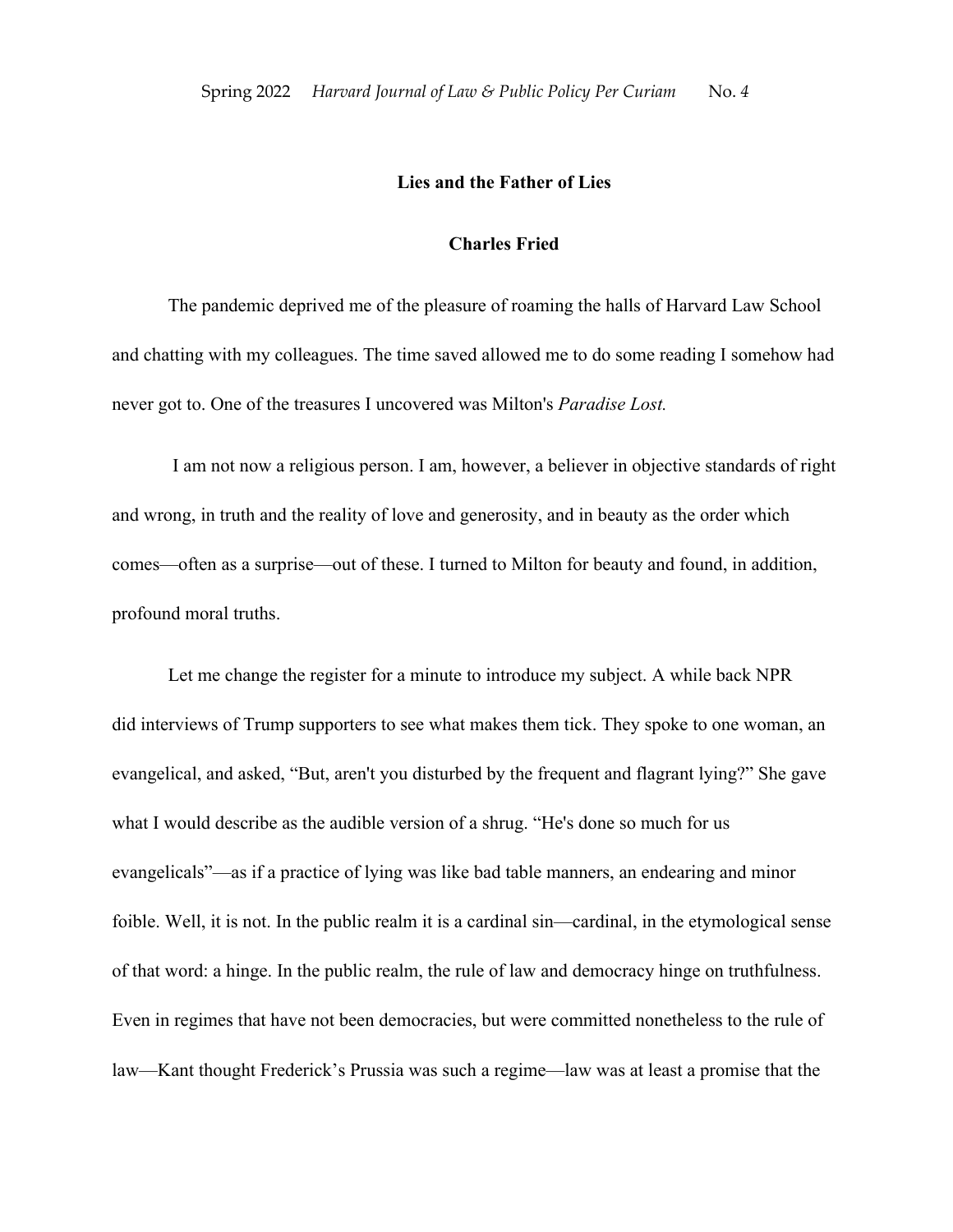**Lies and the Father of Lies**

**Charles Fried**

The pandemic deprived me of the pleasure of roaming the halls of Harvard Law School and chatting with my colleagues. The time saved allowed me to do some reading I somehow had never got to. One of the treasures I uncovered was Milton's *Paradise Lost.*

I am not now a religious person. I am, however, a believer in objective standards of right and wrong, in truth and the reality of love and generosity, and in beauty as the order which comes—often as a surprise—out of these. I turned to Milton for beauty and found, in addition, profound moral truths.

Let me change the register for a minute to introduce my subject. A while back NPR did interviews of Trump supporters to see what makes them tick. They spoke to one woman, an evangelical, and asked, "But, aren't you disturbed by the frequent and flagrant lying?" She gave what I would describe as the audible version of a shrug. "He's done so much for us evangelicals"—as if a practice of lying was like bad table manners, an endearing and minor foible. Well, it is not. In the public realm it is a cardinal sin—cardinal, in the etymological sense of that word: a hinge. In the public realm, the rule of law and democracy hinge on truthfulness. Even in regimes that have not been democracies, but were committed nonetheless to the rule of law—Kant thought Frederick's Prussia was such a regime—law was at least a promise that the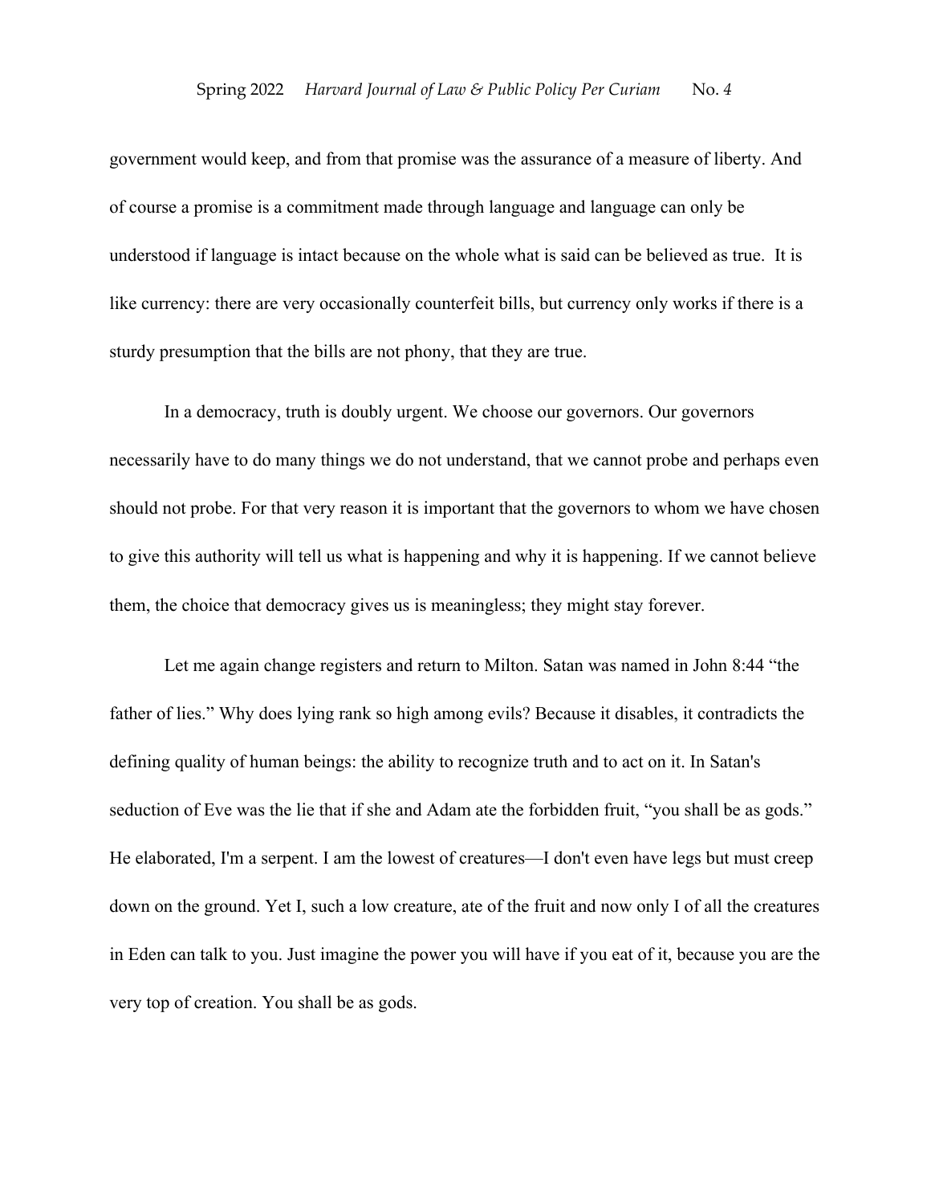government would keep, and from that promise was the assurance of a measure of liberty. And of course a promise is a commitment made through language and language can only be understood if language is intact because on the whole what is said can be believed as true. It is like currency: there are very occasionally counterfeit bills, but currency only works if there is a sturdy presumption that the bills are not phony, that they are true.

In a democracy, truth is doubly urgent. We choose our governors. Our governors necessarily have to do many things we do not understand, that we cannot probe and perhaps even should not probe. For that very reason it is important that the governors to whom we have chosen to give this authority will tell us what is happening and why it is happening. If we cannot believe them, the choice that democracy gives us is meaningless; they might stay forever.

Let me again change registers and return to Milton. Satan was named in John 8:44 "the father of lies." Why does lying rank so high among evils? Because it disables, it contradicts the defining quality of human beings: the ability to recognize truth and to act on it. In Satan's seduction of Eve was the lie that if she and Adam ate the forbidden fruit, "you shall be as gods." He elaborated, I'm a serpent. I am the lowest of creatures—I don't even have legs but must creep down on the ground. Yet I, such a low creature, ate of the fruit and now only I of all the creatures in Eden can talk to you. Just imagine the power you will have if you eat of it, because you are the very top of creation. You shall be as gods.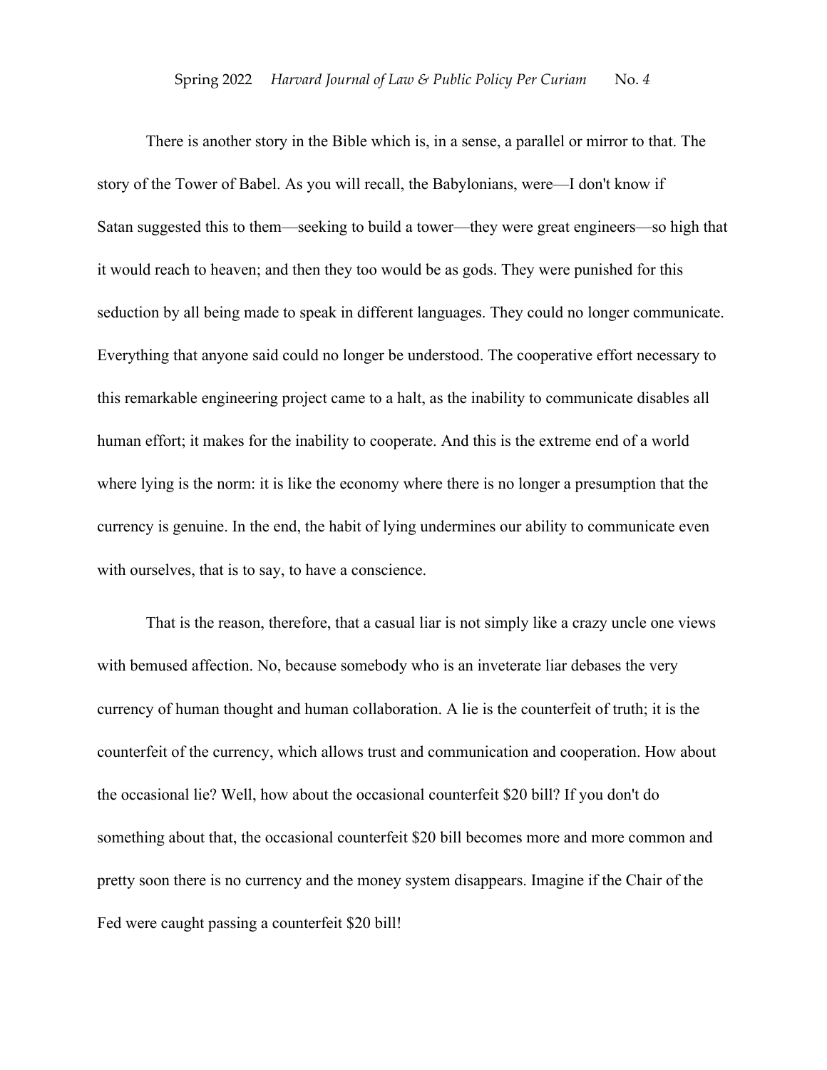There is another story in the Bible which is, in a sense, a parallel or mirror to that. The story of the Tower of Babel. As you will recall, the Babylonians, were—I don't know if Satan suggested this to them—seeking to build a tower—they were great engineers—so high that it would reach to heaven; and then they too would be as gods. They were punished for this seduction by all being made to speak in different languages. They could no longer communicate. Everything that anyone said could no longer be understood. The cooperative effort necessary to this remarkable engineering project came to a halt, as the inability to communicate disables all human effort; it makes for the inability to cooperate. And this is the extreme end of a world where lying is the norm: it is like the economy where there is no longer a presumption that the currency is genuine. In the end, the habit of lying undermines our ability to communicate even with ourselves, that is to say, to have a conscience.

That is the reason, therefore, that a casual liar is not simply like a crazy uncle one views with bemused affection. No, because somebody who is an inveterate liar debases the very currency of human thought and human collaboration. A lie is the counterfeit of truth; it is the counterfeit of the currency, which allows trust and communication and cooperation. How about the occasional lie? Well, how about the occasional counterfeit $20 bill? If you don't do something about that, the occasional counterfeit $20 bill becomes more and more common and pretty soon there is no currency and the money system disappears. Imagine if the Chair of the Fed were caught passing a counterfeit $20 bill!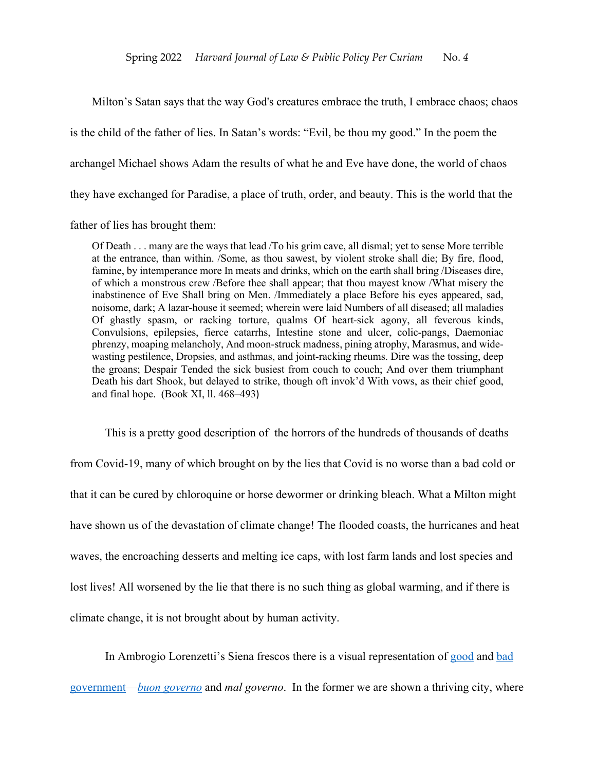Milton's Satan says that the way God's creatures embrace the truth, I embrace chaos; chaos is the child of the father of lies. In Satan's words: "Evil, be thou my good." In the poem the archangel Michael shows Adam the results of what he and Eve have done, the world of chaos they have exchanged for Paradise, a place of truth, order, and beauty. This is the world that the father of lies has brought them:

> Of Death . . . many are the ways that lead /To his grim cave, all dismal; yet to sense More terrible at the entrance, than within. /Some, as thou sawest, by violent stroke shall die; By fire, flood, famine, by intemperance more In meats and drinks, which on the earth shall bring /Diseases dire, of which a monstrous crew /Before thee shall appear; that thou mayest know /What misery the inabstinence of Eve Shall bring on Men. /Immediately a place Before his eyes appeared, sad, noisome, dark; A lazar-house it seemed; wherein were laid Numbers of all diseased; all maladies Of ghastly spasm, or racking torture, qualms Of heart-sick agony, all feverous kinds, Convulsions, epilepsies, fierce catarrhs, Intestine stone and ulcer, colic-pangs, Daemoniac phrenzy, moaping melancholy, And moon-struck madness, pining atrophy, Marasmus, and wide-wasting pestilence, Dropsies, and asthmas, and joint-racking rheums. Dire was the tossing, deep the groans; Despair Tended the sick busiest from couch to couch; And over them triumphant Death his dart Shook, but delayed to strike, though oft invok'd With vows, as their chief good, and final hope. (Book XI, ll. 468–493)

This is a pretty good description of the horrors of the hundreds of thousands of deaths from Covid-19, many of which brought on by the lies that Covid is no worse than a bad cold or that it can be cured by chloroquine or horse dewormer or drinking bleach. What a Milton might have shown us of the devastation of climate change! The flooded coasts, the hurricanes and heat waves, the encroaching desserts and melting ice caps, with lost farm lands and lost species and lost lives! All worsened by the lie that there is no such thing as global warming, and if there is climate change, it is not brought about by human activity.

In Ambrogio Lorenzetti's Siena frescos there is a visual representation of good and bad government—*buon governo* and *mal governo*. In the former we are shown a thriving city, where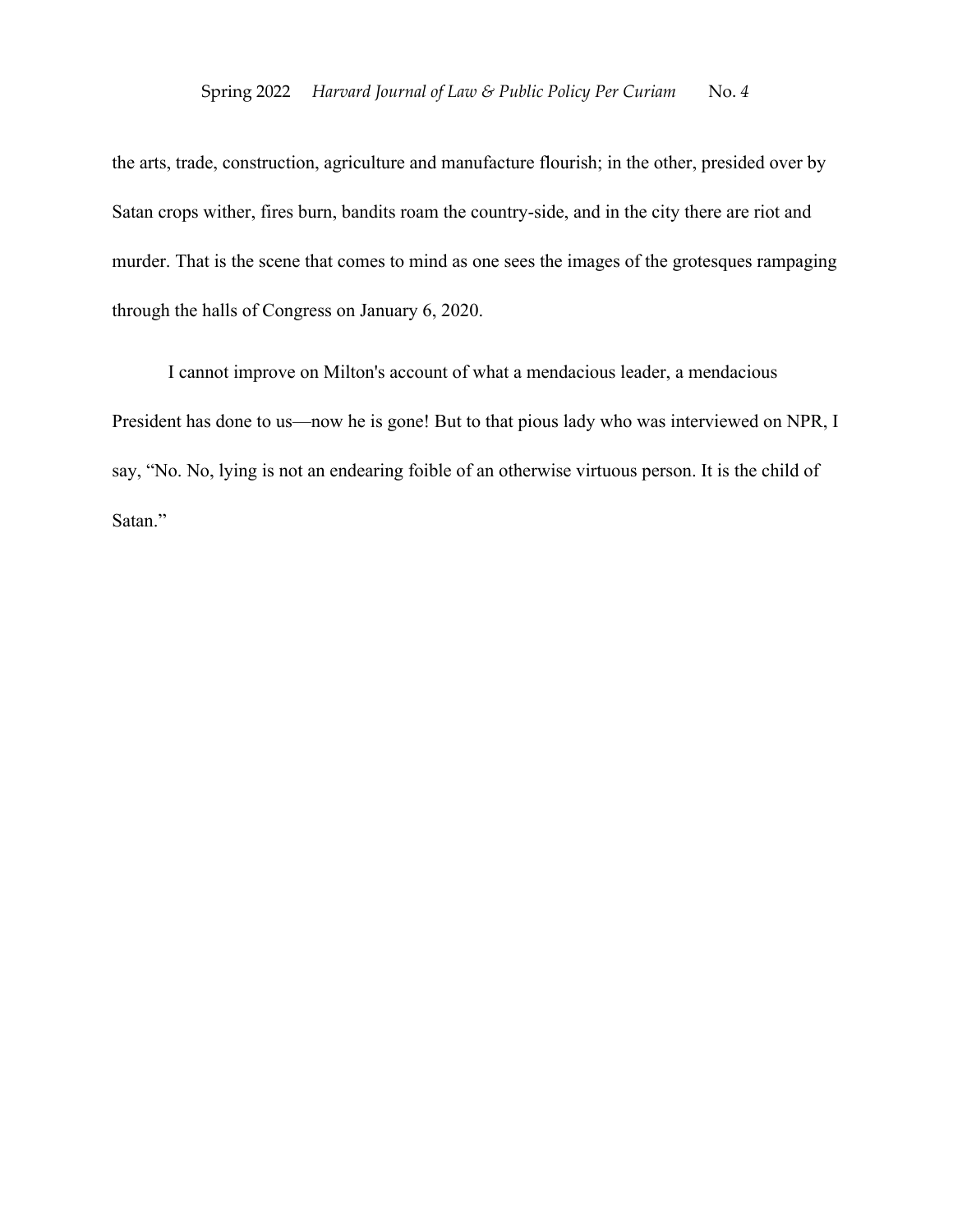the arts, trade, construction, agriculture and manufacture flourish; in the other, presided over by Satan crops wither, fires burn, bandits roam the country-side, and in the city there are riot and murder. That is the scene that comes to mind as one sees the images of the grotesques rampaging through the halls of Congress on January 6, 2020.

I cannot improve on Milton's account of what a mendacious leader, a mendacious President has done to us—now he is gone! But to that pious lady who was interviewed on NPR, I say, "No. No, lying is not an endearing foible of an otherwise virtuous person. It is the child of Satan."